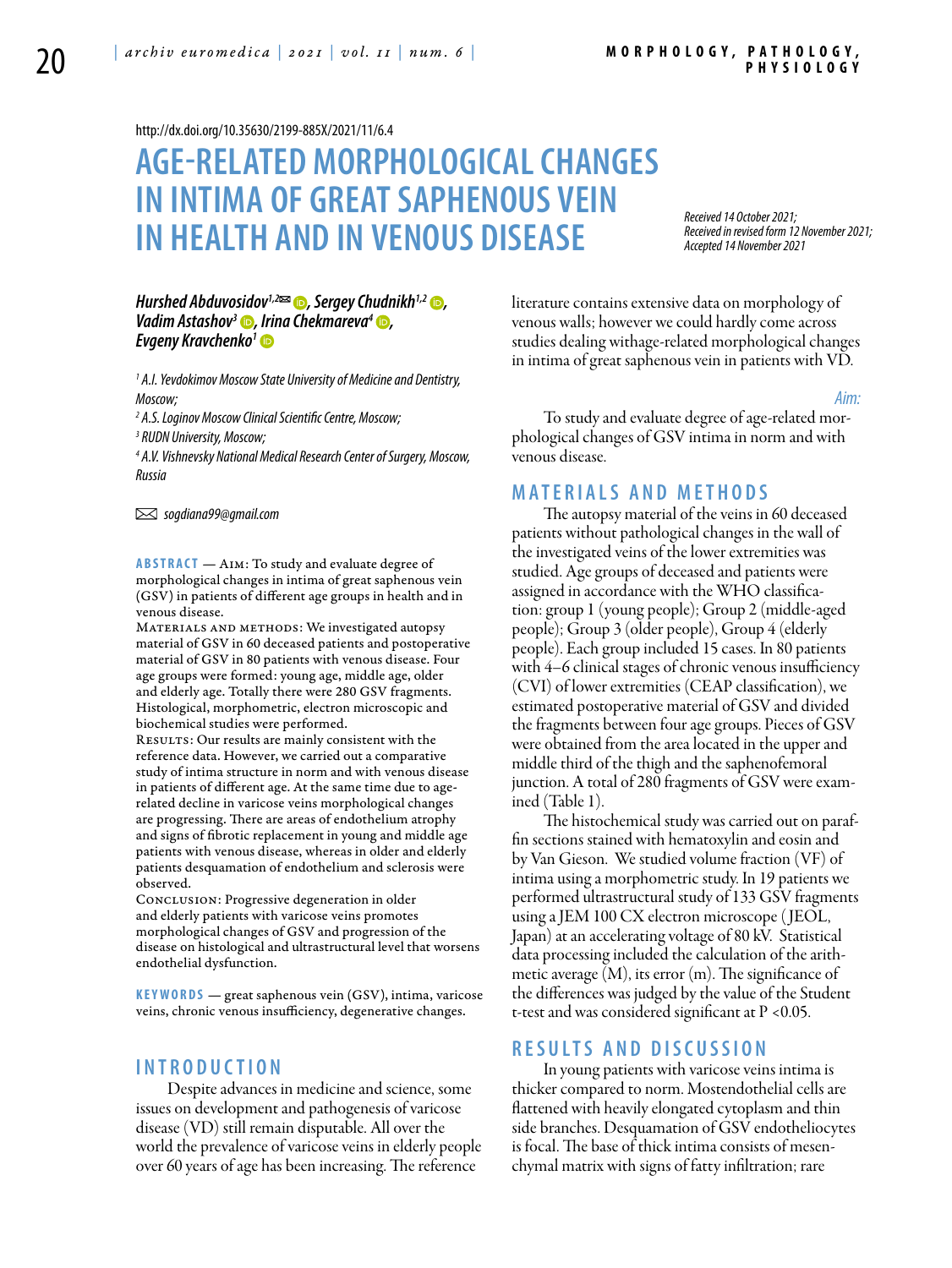http://dx.doi.org/10.35630/2199-885X/2021/11/6.4

# AGE-RELATED MORPHOLOGICAL CHANGES IN INTIMA OF GREAT SAPHENOUS VEIN IN HEALTH AND IN VENOUS DISEASE

*Received 14 October 2021; Received in revised form 12 November 2021; Accepted 14 November 2021*

***Hurshed Abduvosidov[1,2]✉, Sergey Chudnikh[1,2], Vadim Astashov[3], Irina Chekmareva[4], Evgeny Kravchenko[1]***

*[1] A.I. Yevdokimov Moscow State University of Medicine and Dentistry, Moscow;*
*[2] A.S. Loginov Moscow Clinical Scientific Centre, Moscow;*
*[3] RUDN University, Moscow;*
*[4] A.V. Vishnevsky National Medical Research Center of Surgery, Moscow, Russia*

✉ *sogdiana99@gmail.com*

**ABSTRACT** — Aim: To study and evaluate degree of morphological changes in intima of great saphenous vein (GSV) in patients of different age groups in health and in venous disease.

Materials and methods: We investigated autopsy material of GSV in 60 deceased patients and postoperative material of GSV in 80 patients with venous disease. Four age groups were formed: young age, middle age, older and elderly age. Totally there were 280 GSV fragments. Histological, morphometric, electron microscopic and biochemical studies were performed.

Results: Our results are mainly consistent with the reference data. However, we carried out a comparative study of intima structure in norm and with venous disease in patients of different age. At the same time due to age-related decline in varicose veins morphological changes are progressing. There are areas of endothelium atrophy and signs of fibrotic replacement in young and middle age patients with venous disease, whereas in older and elderly patients desquamation of endothelium and sclerosis were observed.

Conclusion: Progressive degeneration in older and elderly patients with varicose veins promotes morphological changes of GSV and progression of the disease on histological and ultrastructural level that worsens endothelial dysfunction.

**KEYWORDS** — great saphenous vein (GSV), intima, varicose veins, chronic venous insufficiency, degenerative changes.

## INTRODUCTION

Despite advances in medicine and science, some issues on development and pathogenesis of varicose disease (VD) still remain disputable. All over the world the prevalence of varicose veins in elderly people over 60 years of age has been increasing. The reference literature contains extensive data on morphology of venous walls; however we could hardly come across studies dealing withage-related morphological changes in intima of great saphenous vein in patients with VD.

*Aim:*

To study and evaluate degree of age-related morphological changes of GSV intima in norm and with venous disease.

## MATERIALS AND METHODS

The autopsy material of the veins in 60 deceased patients without pathological changes in the wall of the investigated veins of the lower extremities was studied. Age groups of deceased and patients were assigned in accordance with the WHO classification: group 1 (young people); Group 2 (middle-aged people); Group 3 (older people), Group 4 (elderly people). Each group included 15 cases. In 80 patients with 4–6 clinical stages of chronic venous insufficiency (CVI) of lower extremities (CEAP classification), we estimated postoperative material of GSV and divided the fragments between four age groups. Pieces of GSV were obtained from the area located in the upper and middle third of the thigh and the saphenofemoral junction. A total of 280 fragments of GSV were examined (Table 1).

The histochemical study was carried out on paraffin sections stained with hematoxylin and eosin and by Van Gieson. We studied volume fraction (VF) of intima using a morphometric study. In 19 patients we performed ultrastructural study of 133 GSV fragments using a JEM 100 CX electron microscope (JEOL, Japan) at an accelerating voltage of 80 kV. Statistical data processing included the calculation of the arithmetic average (M), its error (m). The significance of the differences was judged by the value of the Student t-test and was considered significant at $P < 0.05$.

## RESULTS AND DISCUSSION

In young patients with varicose veins intima is thicker compared to norm. Mostendothelial cells are flattened with heavily elongated cytoplasm and thin side branches. Desquamation of GSV endotheliocytes is focal. The base of thick intima consists of mesenchymal matrix with signs of fatty infiltration; rare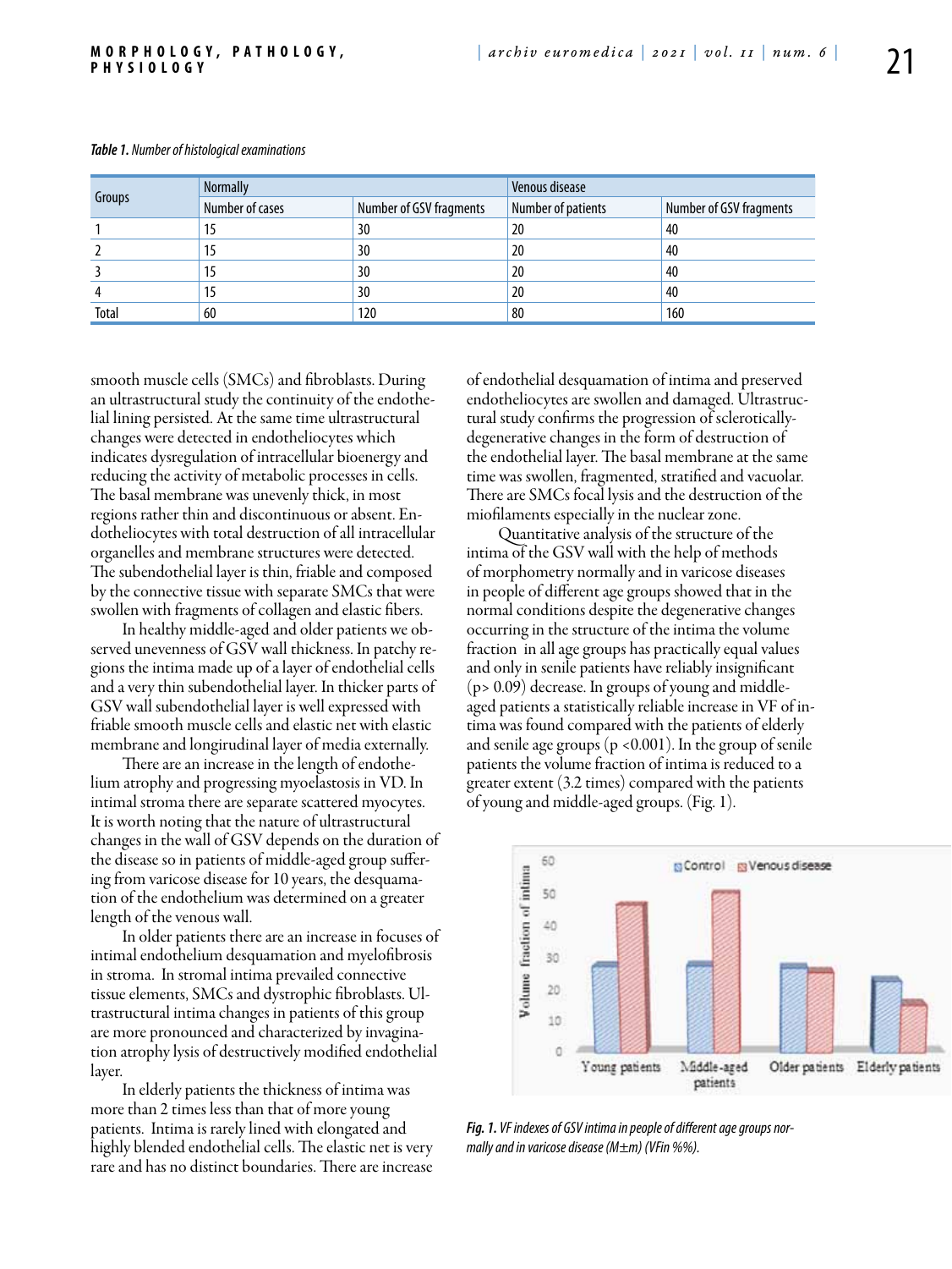*Table 1. Number of histological examinations*

| Groups | Normally | | Venous disease | |
|---|---|---|---|---|
| | Number of cases | Number of GSV fragments | Number of patients | Number of GSV fragments |
| 1 | 15 | 30 | 20 | 40 |
| 2 | 15 | 30 | 20 | 40 |
| 3 | 15 | 30 | 20 | 40 |
| 4 | 15 | 30 | 20 | 40 |
| Total | 60 | 120 | 80 | 160 |

smooth muscle cells (SMCs) and fibroblasts. During an ultrastructural study the continuity of the endothelial lining persisted. At the same time ultrastructural changes were detected in endotheliocytes which indicates dysregulation of intracellular bioenergy and reducing the activity of metabolic processes in cells. The basal membrane was unevenly thick, in most regions rather thin and discontinuous or absent. Endotheliocytes with total destruction of all intracellular organelles and membrane structures were detected. The subendothelial layer is thin, friable and composed by the connective tissue with separate SMCs that were swollen with fragments of collagen and elastic fibers.

In healthy middle-aged and older patients we observed unevenness of GSV wall thickness. In patchy regions the intima made up of a layer of endothelial cells and a very thin subendothelial layer. In thicker parts of GSV wall subendothelial layer is well expressed with friable smooth muscle cells and elastic net with elastic membrane and longirudinal layer of media externally.

There are an increase in the length of endothelium atrophy and progressing myoelastosis in VD. In intimal stroma there are separate scattered myocytes. It is worth noting that the nature of ultrastructural changes in the wall of GSV depends on the duration of the disease so in patients of middle-aged group suffering from varicose disease for 10 years, the desquamation of the endothelium was determined on a greater length of the venous wall.

In older patients there are an increase in focuses of intimal endothelium desquamation and myelofibrosis in stroma. In stromal intima prevailed connective tissue elements, SMCs and dystrophic fibroblasts. Ultrastructural intima changes in patients of this group are more pronounced and characterized by invagination atrophy lysis of destructively modified endothelial layer.

In elderly patients the thickness of intima was more than 2 times less than that of more young patients. Intima is rarely lined with elongated and highly blended endothelial cells. The elastic net is very rare and has no distinct boundaries. There are increase of endothelial desquamation of intima and preserved endotheliocytes are swollen and damaged. Ultrastructural study confirms the progression of sclerotically-degenerative changes in the form of destruction of the endothelial layer. The basal membrane at the same time was swollen, fragmented, stratified and vacuolar. There are SMCs focal lysis and the destruction of the miofilaments especially in the nuclear zone.

Quantitative analysis of the structure of the intima of the GSV wall with the help of methods of morphometry normally and in varicose diseases in people of different age groups showed that in the normal conditions despite the degenerative changes occurring in the structure of the intima the volume fraction in all age groups has practically equal values and only in senile patients have reliably insignificant ($p > 0.09$) decrease. In groups of young and middle-aged patients a statistically reliable increase in VF of intima was found compared with the patients of elderly and senile age groups ($p < 0.001$). In the group of senile patients the volume fraction of intima is reduced to a greater extent (3.2 times) compared with the patients of young and middle-aged groups. (Fig. 1).

*Fig. 1. VF indexes of GSV intima in people of different age groups normally and in varicose disease (M±m) (VFin %%).*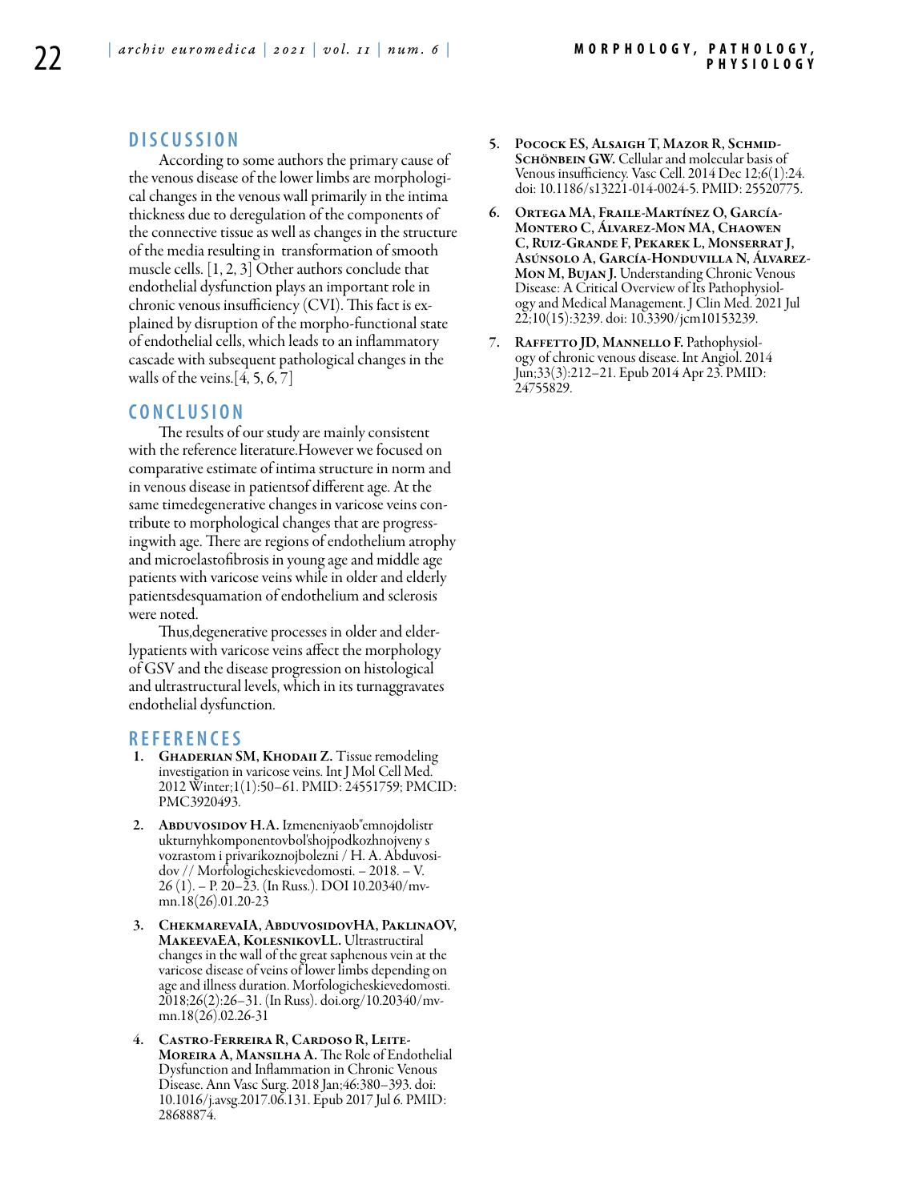## DISCUSSION

According to some authors the primary cause of the venous disease of the lower limbs are morphological changes in the venous wall primarily in the intima thickness due to deregulation of the components of the connective tissue as well as changes in the structure of the media resulting in transformation of smooth muscle cells. [1, 2, 3] Other authors conclude that endothelial dysfunction plays an important role in chronic venous insufficiency (CVI). This fact is explained by disruption of the morpho-functional state of endothelial cells, which leads to an inflammatory cascade with subsequent pathological changes in the walls of the veins.[4, 5, 6, 7]

## CONCLUSION

The results of our study are mainly consistent with the reference literature.However we focused on comparative estimate of intima structure in norm and in venous disease in patientsof different age. At the same timedegenerative changes in varicose veins contribute to morphological changes that are progressingwith age. There are regions of endothelium atrophy and microelastofibrosis in young age and middle age patients with varicose veins while in older and elderly patientsdesquamation of endothelium and sclerosis were noted.

Thus,degenerative processes in older and elderlypatients with varicose veins affect the morphology of GSV and the disease progression on histological and ultrastructural levels, which in its turnaggravates endothelial dysfunction.

## REFERENCES

1. **Ghaderian SM, Khodaii Z.** Tissue remodeling investigation in varicose veins. Int J Mol Cell Med. 2012 Winter;1(1):50–61. PMID: 24551759; PMCID: PMC3920493.
2. **Abduvosidov H.A.** Izmeneniyaob"emnojdolistrukturnyhkomponentovbol'shojpodkozhnojveny s vozrastom i privarikoznojbolezni / H. A. Abduvosidov // Morfologicheskievedomosti. – 2018. – V. 26 (1). – P. 20–23. (In Russ.). DOI 10.20340/mv-mn.18(26).01.20-23
3. **ChekmarevaIA, AbduvosidovHA, PaklinaOV, MakeevaEA, KolesnikovLL.** Ultrastructiral changes in the wall of the great saphenous vein at the varicose disease of veins of lower limbs depending on age and illness duration. Morfologicheskievedomosti. 2018;26(2):26–31. (In Russ). doi.org/10.20340/mv-mn.18(26).02.26-31
4. **Castro-Ferreira R, Cardoso R, Leite-Moreira A, Mansilha A.** The Role of Endothelial Dysfunction and Inflammation in Chronic Venous Disease. Ann Vasc Surg. 2018 Jan;46:380–393. doi: 10.1016/j.avsg.2017.06.131. Epub 2017 Jul 6. PMID: 28688874.
5. **Pocock ES, Alsaigh T, Mazor R, Schmid-Schönbein GW.** Cellular and molecular basis of Venous insufficiency. Vasc Cell. 2014 Dec 12;6(1):24. doi: 10.1186/s13221-014-0024-5. PMID: 25520775.
6. **Ortega MA, Fraile-Martínez O, García-Montero C, Álvarez-Mon MA, Chaowen C, Ruiz-Grande F, Pekarek L, Monserrat J, Asúnsolo A, García-Honduvilla N, Álvarez-Mon M, Bujan J.** Understanding Chronic Venous Disease: A Critical Overview of Its Pathophysiology and Medical Management. J Clin Med. 2021 Jul 22;10(15):3239. doi: 10.3390/jcm10153239.
7. **Raffetto JD, Mannello F.** Pathophysiology of chronic venous disease. Int Angiol. 2014 Jun;33(3):212–21. Epub 2014 Apr 23. PMID: 24755829.